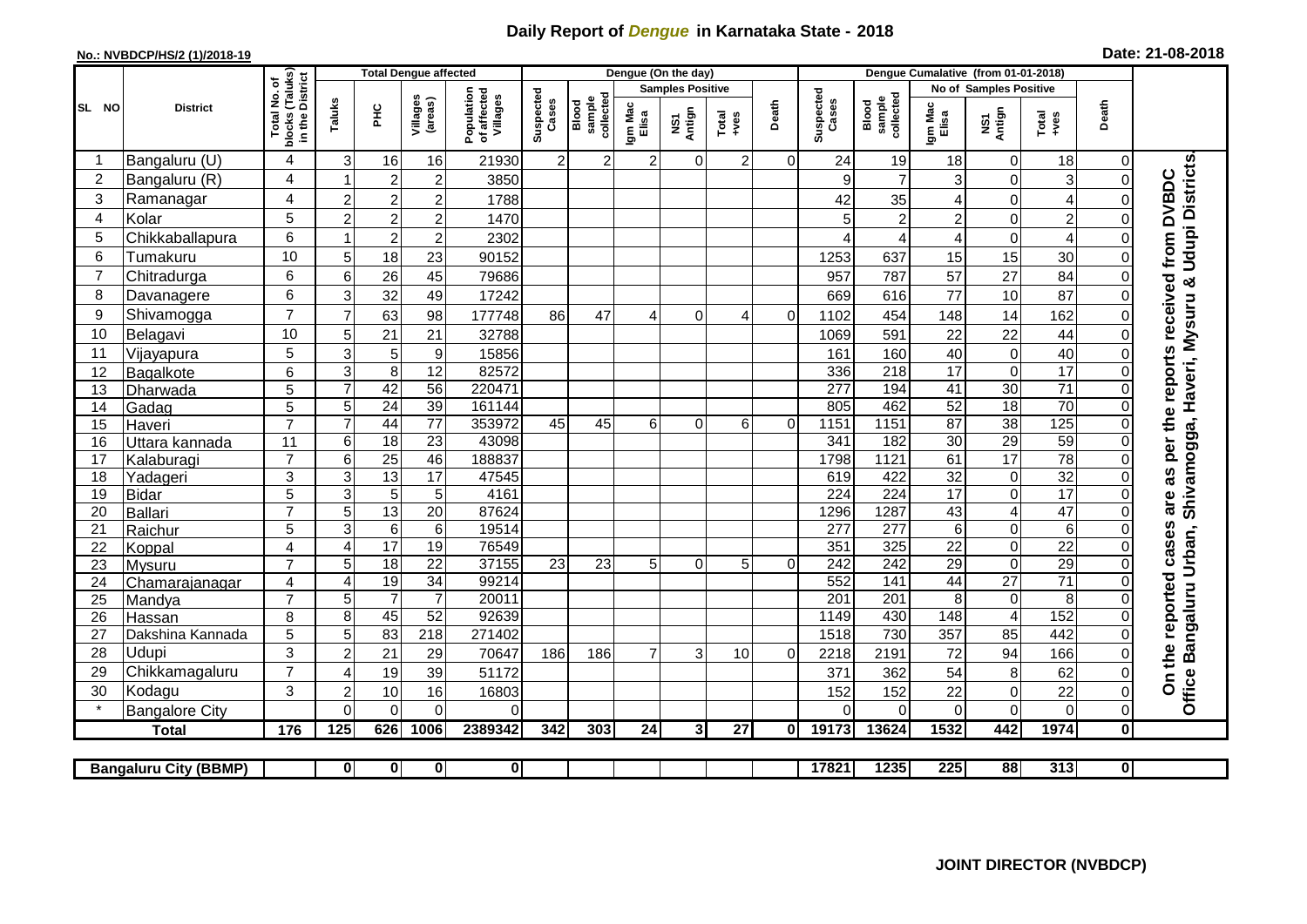# Daily Report of *Dengue* in Karnataka State - 2018

**No.: NVBDCP/HS/2 (1)/2018-19**

**Date: 21-08-2018**

| SL NO | District | Total No. of blocks (Taluks) in the District | Total Dengue affected | | | | Dengue (On the day) | | | | | | | Dengue Cumalative (from 01-01-2018) | | | | | | | |
|---|---|---|---|---|---|---|---|---|---|---|---|---|---|---|---|---|---|---|---|---|
| | | | Taluks | PHC | Villages (areas) | Population of affected Villages | Suspected Cases | Blood sample collected | Samples Positive | | | Death | Suspected Cases | Blood sample collected | No of Samples Positive | | | Death | |
| | | | | | | | | | Igm Mac Elisa | NS1 Antign | Total +ves | | | | Igm Mac Elisa | NS1 Antign | Total +ves | | |
| 1 | Bangaluru (U) | 4 | 3 | 16 | 16 | 21930 | 2 | 2 | 2 | 0 | 2 | 0 | 24 | 19 | 18 | 0 | 18 | 0 | On the reported cases are as per the reports received from DVBDC Office Bangaluru Urban, Shivamogga, Haveri, Mysuru & Udupi Districts |
| 2 | Bangaluru (R) | 4 | 1 | 2 | 2 | 3850 | | | | | | | 9 | 7 | 3 | 0 | 3 | 0 | |
| 3 | Ramanagar | 4 | 2 | 2 | 2 | 1788 | | | | | | | 42 | 35 | 4 | 0 | 4 | 0 | |
| 4 | Kolar | 5 | 2 | 2 | 2 | 1470 | | | | | | | 5 | 2 | 2 | 0 | 2 | 0 | |
| 5 | Chikkaballapura | 6 | 1 | 2 | 2 | 2302 | | | | | | | 4 | 4 | 4 | 0 | 4 | 0 | |
| 6 | Tumakuru | 10 | 5 | 18 | 23 | 90152 | | | | | | | 1253 | 637 | 15 | 15 | 30 | 0 | |
| 7 | Chitradurga | 6 | 6 | 26 | 45 | 79686 | | | | | | | 957 | 787 | 57 | 27 | 84 | 0 | |
| 8 | Davanagere | 6 | 3 | 32 | 49 | 17242 | | | | | | | 669 | 616 | 77 | 10 | 87 | 0 | |
| 9 | Shivamogga | 7 | 7 | 63 | 98 | 177748 | 86 | 47 | 4 | 0 | 4 | 0 | 1102 | 454 | 148 | 14 | 162 | 0 | |
| 10 | Belagavi | 10 | 5 | 21 | 21 | 32788 | | | | | | | 1069 | 591 | 22 | 22 | 44 | 0 | |
| 11 | Vijayapura | 5 | 3 | 5 | 9 | 15856 | | | | | | | 161 | 160 | 40 | 0 | 40 | 0 | |
| 12 | Bagalkote | 6 | 3 | 8 | 12 | 82572 | | | | | | | 336 | 218 | 17 | 0 | 17 | 0 | |
| 13 | Dharwada | 5 | 7 | 42 | 56 | 220471 | | | | | | | 277 | 194 | 41 | 30 | 71 | 0 | |
| 14 | Gadag | 5 | 5 | 24 | 39 | 161144 | | | | | | | 805 | 462 | 52 | 18 | 70 | 0 | |
| 15 | Haveri | 7 | 7 | 44 | 77 | 353972 | 45 | 45 | 6 | 0 | 6 | 0 | 1151 | 1151 | 87 | 38 | 125 | 0 | |
| 16 | Uttara kannada | 11 | 6 | 18 | 23 | 43098 | | | | | | | 341 | 182 | 30 | 29 | 59 | 0 | |
| 17 | Kalaburagi | 7 | 6 | 25 | 46 | 188837 | | | | | | | 1798 | 1121 | 61 | 17 | 78 | 0 | |
| 18 | Yadageri | 3 | 3 | 13 | 17 | 47545 | | | | | | | 619 | 422 | 32 | 0 | 32 | 0 | |
| 19 | Bidar | 5 | 3 | 5 | 5 | 4161 | | | | | | | 224 | 224 | 17 | 0 | 17 | 0 | |
| 20 | Ballari | 7 | 5 | 13 | 20 | 87624 | | | | | | | 1296 | 1287 | 43 | 4 | 47 | 0 | |
| 21 | Raichur | 5 | 3 | 6 | 6 | 19514 | | | | | | | 277 | 277 | 6 | 0 | 6 | 0 | |
| 22 | Koppal | 4 | 4 | 17 | 19 | 76549 | | | | | | | 351 | 325 | 22 | 0 | 22 | 0 | |
| 23 | Mysuru | 7 | 5 | 18 | 22 | 37155 | 23 | 23 | 5 | 0 | 5 | 0 | 242 | 242 | 29 | 0 | 29 | 0 | |
| 24 | Chamarajanagar | 4 | 4 | 19 | 34 | 99214 | | | | | | | 552 | 141 | 44 | 27 | 71 | 0 | |
| 25 | Mandya | 7 | 5 | 7 | 7 | 20011 | | | | | | | 201 | 201 | 8 | 0 | 8 | 0 | |
| 26 | Hassan | 8 | 8 | 45 | 52 | 92639 | | | | | | | 1149 | 430 | 148 | 4 | 152 | 0 | |
| 27 | Dakshina Kannada | 5 | 5 | 83 | 218 | 271402 | | | | | | | 1518 | 730 | 357 | 85 | 442 | 0 | |
| 28 | Udupi | 3 | 2 | 21 | 29 | 70647 | 186 | 186 | 7 | 3 | 10 | 0 | 2218 | 2191 | 72 | 94 | 166 | 0 | |
| 29 | Chikkamagaluru | 7 | 4 | 19 | 39 | 51172 | | | | | | | 371 | 362 | 54 | 8 | 62 | 0 | |
| 30 | Kodagu | 3 | 2 | 10 | 16 | 16803 | | | | | | | 152 | 152 | 22 | 0 | 22 | 0 | |
| * | Bangalore City | | 0 | 0 | 0 | 0 | | | | | | | 0 | 0 | 0 | 0 | 0 | 0 | |
| | **Total** | **176** | **125** | **626** | **1006** | **2389342** | **342** | **303** | **24** | **3** | **27** | **0** | **19173** | **13624** | **1532** | **442** | **1974** | **0** | |

| | Bangaluru City (BBMP) | | 0 | 0 | 0 | 0 | | | | | | | 17821 | 1235 | 225 | 88 | 313 | 0 | |
|---|---|---|---|---|---|---|---|---|---|---|---|---|---|---|---|---|---|---|---|

**JOINT DIRECTOR (NVBDCP)**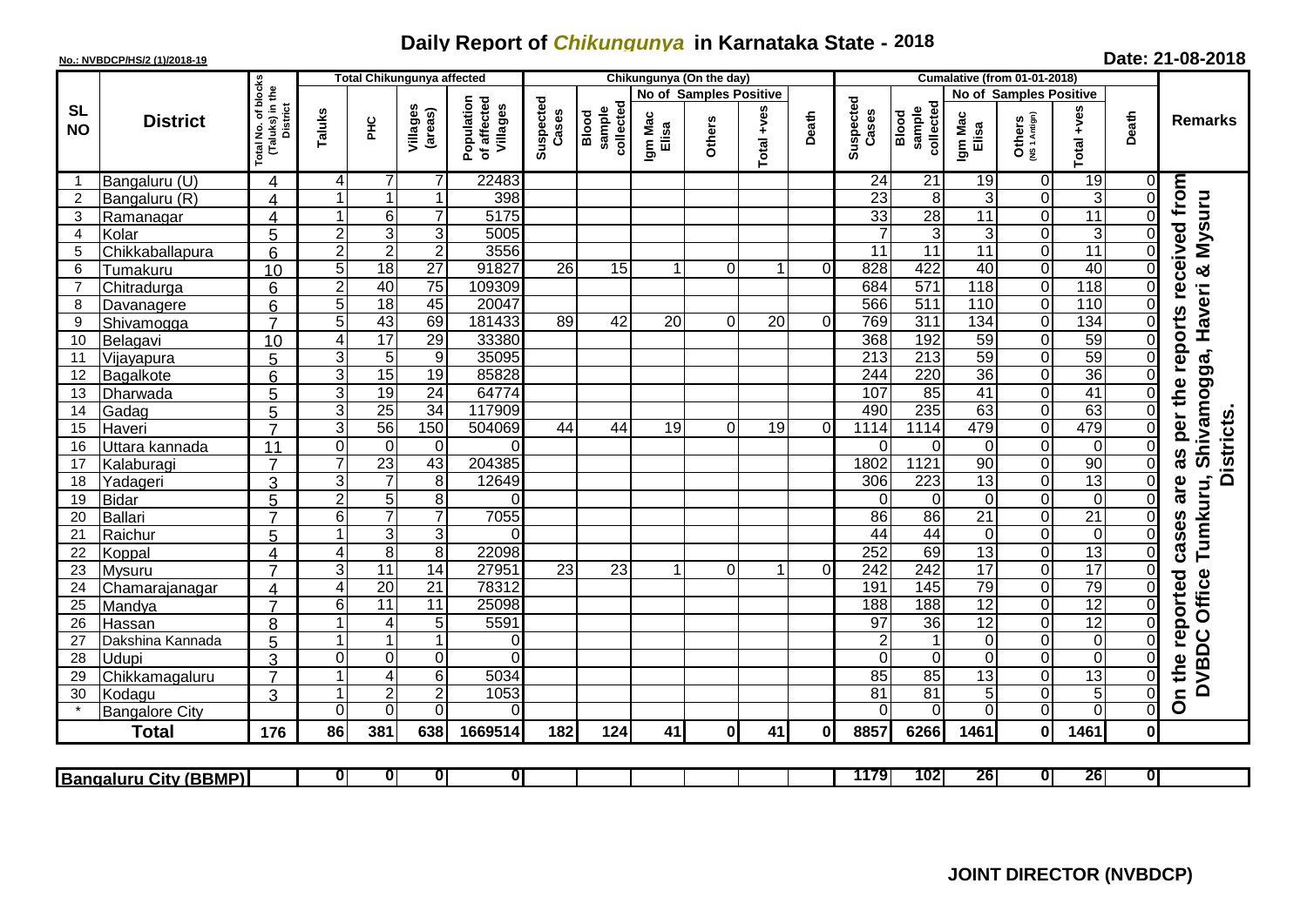# Daily Report of *Chikungunya* in Karnataka State - 2018

**No.: NVBDCP/HS/2 (1)/2018-19**

**Date: 21-08-2018**

| SL NO | District | Total No. of blocks (Taluks) in the District | Total Chikungunya affected | | | | Chikungunya (On the day) | | | | | | | Cumalative (from 01-01-2018) | | | | | | | Remarks |
|---|---|---|---|---|---|---|---|---|---|---|---|---|---|---|---|---|---|---|---|---|---|
| | | | Taluks | PHC | Villages (areas) | Population of affected Villages | Suspected Cases | Blood sample collected | No of Samples Positive | | | Death | Suspected Cases | Blood sample collected | No of Samples Positive | | | Death | |
| | | | | | | | | | Igm Mac Elisa | Others | Total +ves | | | | Igm Mac Elisa | Others (NS 1 Antign) | Total +ves | | |
| 1 | Bangaluru (U) | 4 | 4 | 7 | 7 | 22483 | | | | | | | 24 | 21 | 19 | 0 | 19 | 0 | On the reported cases are as per the reports received from DVBDC Office Tumkuru, Shivamogga, Haveri & Mysuru Districts. |
| 2 | Bangaluru (R) | 4 | 1 | 1 | 1 | 398 | | | | | | | 23 | 8 | 3 | 0 | 3 | 0 | |
| 3 | Ramanagar | 4 | 1 | 6 | 7 | 5175 | | | | | | | 33 | 28 | 11 | 0 | 11 | 0 | |
| 4 | Kolar | 5 | 2 | 3 | 3 | 5005 | | | | | | | 7 | 3 | 3 | 0 | 3 | 0 | |
| 5 | Chikkaballapura | 6 | 2 | 2 | 2 | 3556 | | | | | | | 11 | 11 | 11 | 0 | 11 | 0 | |
| 6 | Tumakuru | 10 | 5 | 18 | 27 | 91827 | 26 | 15 | 1 | 0 | 1 | 0 | 828 | 422 | 40 | 0 | 40 | 0 | |
| 7 | Chitradurga | 6 | 2 | 40 | 75 | 109309 | | | | | | | 684 | 571 | 118 | 0 | 118 | 0 | |
| 8 | Davanagere | 6 | 5 | 18 | 45 | 20047 | | | | | | | 566 | 511 | 110 | 0 | 110 | 0 | |
| 9 | Shivamogga | 7 | 5 | 43 | 69 | 181433 | 89 | 42 | 20 | 0 | 20 | 0 | 769 | 311 | 134 | 0 | 134 | 0 | |
| 10 | Belagavi | 10 | 4 | 17 | 29 | 33380 | | | | | | | 368 | 192 | 59 | 0 | 59 | 0 | |
| 11 | Vijayapura | 5 | 3 | 5 | 9 | 35095 | | | | | | | 213 | 213 | 59 | 0 | 59 | 0 | |
| 12 | Bagalkote | 6 | 3 | 15 | 19 | 85828 | | | | | | | 244 | 220 | 36 | 0 | 36 | 0 | |
| 13 | Dharwada | 5 | 3 | 19 | 24 | 64774 | | | | | | | 107 | 85 | 41 | 0 | 41 | 0 | |
| 14 | Gadag | 5 | 3 | 25 | 34 | 117909 | | | | | | | 490 | 235 | 63 | 0 | 63 | 0 | |
| 15 | Haveri | 7 | 3 | 56 | 150 | 504069 | 44 | 44 | 19 | 0 | 19 | 0 | 1114 | 1114 | 479 | 0 | 479 | 0 | |
| 16 | Uttara kannada | 11 | 0 | 0 | 0 | 0 | | | | | | | 0 | 0 | 0 | 0 | 0 | 0 | |
| 17 | Kalaburagi | 7 | 7 | 23 | 43 | 204385 | | | | | | | 1802 | 1121 | 90 | 0 | 90 | 0 | |
| 18 | Yadageri | 3 | 3 | 7 | 8 | 12649 | | | | | | | 306 | 223 | 13 | 0 | 13 | 0 | |
| 19 | Bidar | 5 | 2 | 5 | 8 | 0 | | | | | | | 0 | 0 | 0 | 0 | 0 | 0 | |
| 20 | Ballari | 7 | 6 | 7 | 7 | 7055 | | | | | | | 86 | 86 | 21 | 0 | 21 | 0 | |
| 21 | Raichur | 5 | 1 | 3 | 3 | 0 | | | | | | | 44 | 44 | 0 | 0 | 0 | 0 | |
| 22 | Koppal | 4 | 4 | 8 | 8 | 22098 | | | | | | | 252 | 69 | 13 | 0 | 13 | 0 | |
| 23 | Mysuru | 7 | 3 | 11 | 14 | 27951 | 23 | 23 | 1 | 0 | 1 | 0 | 242 | 242 | 17 | 0 | 17 | 0 | |
| 24 | Chamarajanagar | 4 | 4 | 20 | 21 | 78312 | | | | | | | 191 | 145 | 79 | 0 | 79 | 0 | |
| 25 | Mandya | 7 | 6 | 11 | 11 | 25098 | | | | | | | 188 | 188 | 12 | 0 | 12 | 0 | |
| 26 | Hassan | 8 | 1 | 4 | 5 | 5591 | | | | | | | 97 | 36 | 12 | 0 | 12 | 0 | |
| 27 | Dakshina Kannada | 5 | 1 | 1 | 1 | 0 | | | | | | | 2 | 1 | 0 | 0 | 0 | 0 | |
| 28 | Udupi | 3 | 0 | 0 | 0 | 0 | | | | | | | 0 | 0 | 0 | 0 | 0 | 0 | |
| 29 | Chikkamagaluru | 7 | 1 | 4 | 6 | 5034 | | | | | | | 85 | 85 | 13 | 0 | 13 | 0 | |
| 30 | Kodagu | 3 | 1 | 2 | 2 | 1053 | | | | | | | 81 | 81 | 5 | 0 | 5 | 0 | |
| * | Bangalore City | | 0 | 0 | 0 | 0 | | | | | | | 0 | 0 | 0 | 0 | 0 | 0 | |
| | **Total** | **176** | **86** | **381** | **638** | **1669514** | **182** | **124** | **41** | **0** | **41** | **0** | **8857** | **6266** | **1461** | **0** | **1461** | **0** | |

| | | | | | | | | | | | | | | | | | | | |
|---|---|---|---|---|---|---|---|---|---|---|---|---|---|---|---|---|---|---|---|
| **Bangaluru City (BBMP)** | | 0 | 0 | 0 | 0 | | | | | | | 1179 | 102 | 26 | 0 | 26 | 0 | |

**JOINT DIRECTOR (NVBDCP)**